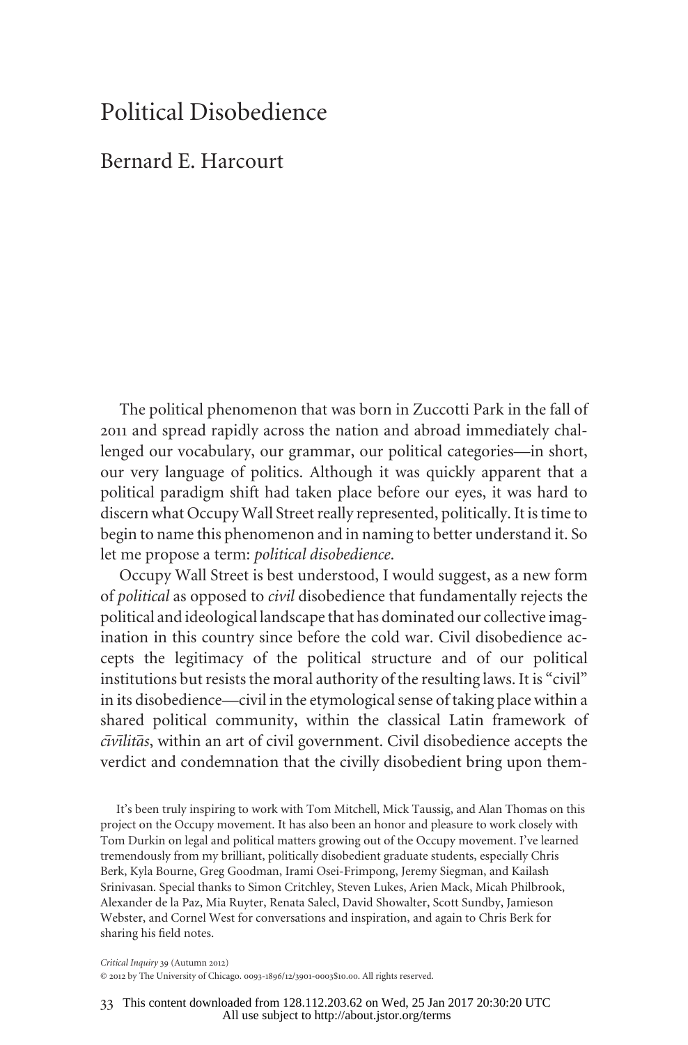# Political Disobedience

## Bernard E. Harcourt

The political phenomenon that was born in Zuccotti Park in the fall of 2011 and spread rapidly across the nation and abroad immediately challenged our vocabulary, our grammar, our political categories—in short, our very language of politics. Although it was quickly apparent that a political paradigm shift had taken place before our eyes, it was hard to discern what Occupy Wall Street really represented, politically. It is time to begin to name this phenomenon and in naming to better understand it. So let me propose a term: *political disobedience*.

Occupy Wall Street is best understood, I would suggest, as a new form of *political* as opposed to *civil* disobedience that fundamentally rejects the political and ideological landscape that has dominated our collective imagination in this country since before the cold war. Civil disobedience accepts the legitimacy of the political structure and of our political institutions but resists the moral authority of the resulting laws. It is "civil" in its disobedience—civil in the etymological sense of taking place within a shared political community, within the classical Latin framework of *cīvīlitās*, within an art of civil government. Civil disobedience accepts the verdict and condemnation that the civilly disobedient bring upon them-

It's been truly inspiring to work with Tom Mitchell, Mick Taussig, and Alan Thomas on this project on the Occupy movement. It has also been an honor and pleasure to work closely with Tom Durkin on legal and political matters growing out of the Occupy movement. I've learned tremendously from my brilliant, politically disobedient graduate students, especially Chris Berk, Kyla Bourne, Greg Goodman, Irami Osei-Frimpong, Jeremy Siegman, and Kailash Srinivasan. Special thanks to Simon Critchley, Steven Lukes, Arien Mack, Micah Philbrook, Alexander de la Paz, Mia Ruyter, Renata Salecl, David Showalter, Scott Sundby, Jamieson Webster, and Cornel West for conversations and inspiration, and again to Chris Berk for sharing his field notes.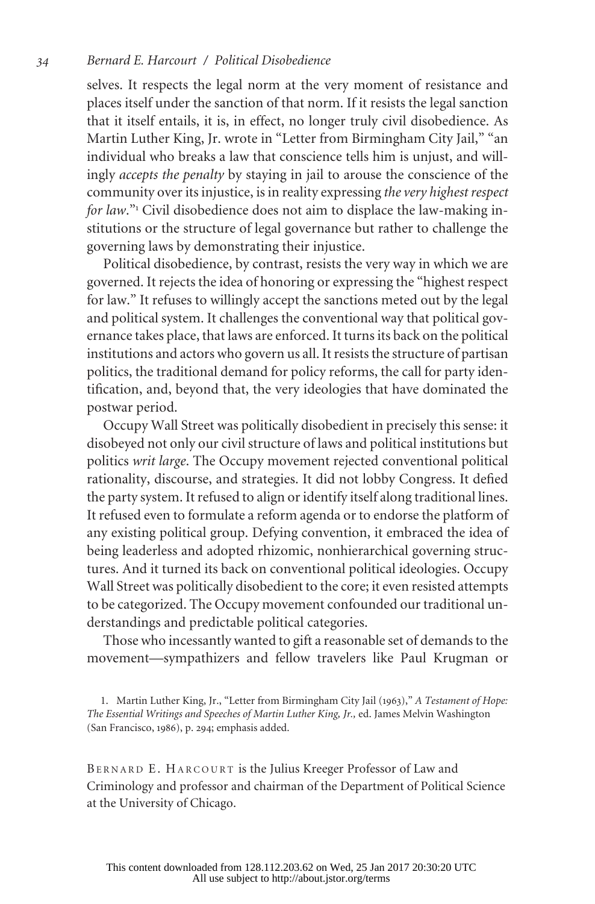selves. It respects the legal norm at the very moment of resistance and places itself under the sanction of that norm. If it resists the legal sanction that it itself entails, it is, in effect, no longer truly civil disobedience. As Martin Luther King, Jr. wrote in "Letter from Birmingham City Jail," "an individual who breaks a law that conscience tells him is unjust, and willingly *accepts the penalty* by staying in jail to arouse the conscience of the community over its injustice, is in reality expressing *the very highest respect for law*."[1] Civil disobedience does not aim to displace the law-making institutions or the structure of legal governance but rather to challenge the governing laws by demonstrating their injustice.

Political disobedience, by contrast, resists the very way in which we are governed. It rejects the idea of honoring or expressing the "highest respect for law." It refuses to willingly accept the sanctions meted out by the legal and political system. It challenges the conventional way that political governance takes place, that laws are enforced. It turns its back on the political institutions and actors who govern us all. It resists the structure of partisan politics, the traditional demand for policy reforms, the call for party identification, and, beyond that, the very ideologies that have dominated the postwar period.

Occupy Wall Street was politically disobedient in precisely this sense: it disobeyed not only our civil structure of laws and political institutions but politics *writ large*. The Occupy movement rejected conventional political rationality, discourse, and strategies. It did not lobby Congress. It defied the party system. It refused to align or identify itself along traditional lines. It refused even to formulate a reform agenda or to endorse the platform of any existing political group. Defying convention, it embraced the idea of being leaderless and adopted rhizomic, nonhierarchical governing structures. And it turned its back on conventional political ideologies. Occupy Wall Street was politically disobedient to the core; it even resisted attempts to be categorized. The Occupy movement confounded our traditional understandings and predictable political categories.

Those who incessantly wanted to gift a reasonable set of demands to the movement—sympathizers and fellow travelers like Paul Krugman or

1. Martin Luther King, Jr., "Letter from Birmingham City Jail (1963)," *A Testament of Hope: The Essential Writings and Speeches of Martin Luther King, Jr.,* ed. James Melvin Washington (San Francisco, 1986), p. 294; emphasis added.

BERNARD E. HARCOURT is the Julius Kreeger Professor of Law and Criminology and professor and chairman of the Department of Political Science at the University of Chicago.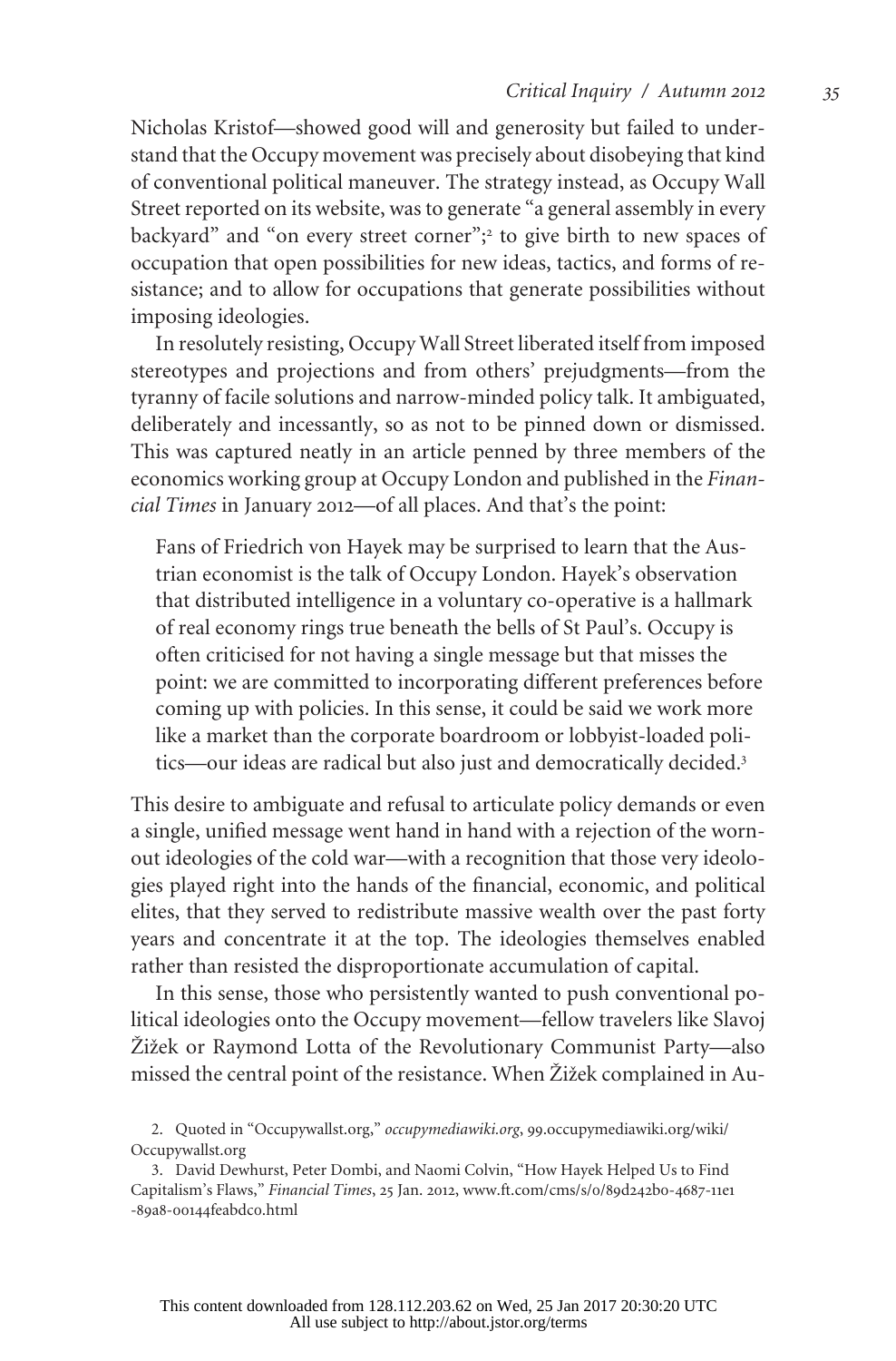Nicholas Kristof—showed good will and generosity but failed to understand that the Occupy movement was precisely about disobeying that kind of conventional political maneuver. The strategy instead, as Occupy Wall Street reported on its website, was to generate "a general assembly in every backyard" and "on every street corner";[2] to give birth to new spaces of occupation that open possibilities for new ideas, tactics, and forms of resistance; and to allow for occupations that generate possibilities without imposing ideologies.

In resolutely resisting, Occupy Wall Street liberated itself from imposed stereotypes and projections and from others' prejudgments—from the tyranny of facile solutions and narrow-minded policy talk. It ambiguated, deliberately and incessantly, so as not to be pinned down or dismissed. This was captured neatly in an article penned by three members of the economics working group at Occupy London and published in the *Financial Times* in January 2012—of all places. And that's the point:

> Fans of Friedrich von Hayek may be surprised to learn that the Austrian economist is the talk of Occupy London. Hayek's observation that distributed intelligence in a voluntary co-operative is a hallmark of real economy rings true beneath the bells of St Paul's. Occupy is often criticised for not having a single message but that misses the point: we are committed to incorporating different preferences before coming up with policies. In this sense, it could be said we work more like a market than the corporate boardroom or lobbyist-loaded politics—our ideas are radical but also just and democratically decided.[3]

This desire to ambiguate and refusal to articulate policy demands or even a single, unified message went hand in hand with a rejection of the worn-out ideologies of the cold war—with a recognition that those very ideologies played right into the hands of the financial, economic, and political elites, that they served to redistribute massive wealth over the past forty years and concentrate it at the top. The ideologies themselves enabled rather than resisted the disproportionate accumulation of capital.

In this sense, those who persistently wanted to push conventional political ideologies onto the Occupy movement—fellow travelers like Slavoj Žižek or Raymond Lotta of the Revolutionary Communist Party—also missed the central point of the resistance. When Žižek complained in Au-

2. Quoted in "Occupywallst.org," *occupymediawiki.org*, 99.occupymediawiki.org/wiki/Occupywallst.org

3. David Dewhurst, Peter Dombi, and Naomi Colvin, "How Hayek Helped Us to Find Capitalism's Flaws," *Financial Times*, 25 Jan. 2012, www.ft.com/cms/s/0/89d242b0-4687-11e1-89a8-00144feabdc0.html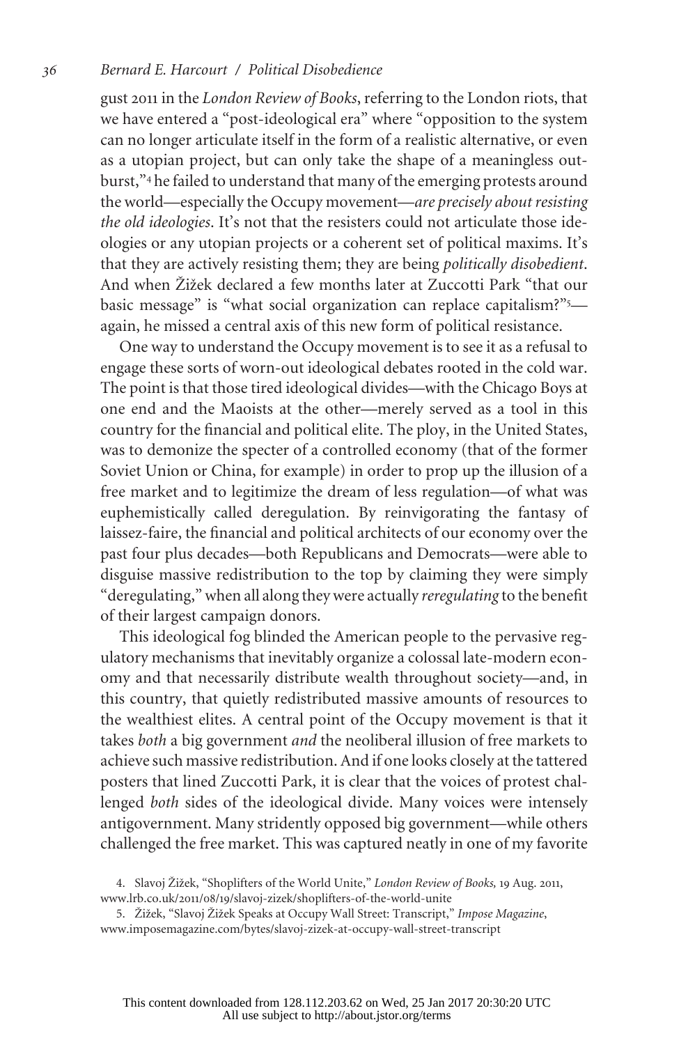gust 2011 in the *London Review of Books*, referring to the London riots, that we have entered a "post-ideological era" where "opposition to the system can no longer articulate itself in the form of a realistic alternative, or even as a utopian project, but can only take the shape of a meaningless outburst,"[4] he failed to understand that many of the emerging protests around the world—especially the Occupy movement—*are precisely about resisting the old ideologies*. It's not that the resisters could not articulate those ideologies or any utopian projects or a coherent set of political maxims. It's that they are actively resisting them; they are being *politically disobedient*. And when Žižek declared a few months later at Zuccotti Park "that our basic message" is "what social organization can replace capitalism?"[5]—again, he missed a central axis of this new form of political resistance.

One way to understand the Occupy movement is to see it as a refusal to engage these sorts of worn-out ideological debates rooted in the cold war. The point is that those tired ideological divides—with the Chicago Boys at one end and the Maoists at the other—merely served as a tool in this country for the financial and political elite. The ploy, in the United States, was to demonize the specter of a controlled economy (that of the former Soviet Union or China, for example) in order to prop up the illusion of a free market and to legitimize the dream of less regulation—of what was euphemistically called deregulation. By reinvigorating the fantasy of laissez-faire, the financial and political architects of our economy over the past four plus decades—both Republicans and Democrats—were able to disguise massive redistribution to the top by claiming they were simply "deregulating," when all along they were actually *reregulating* to the benefit of their largest campaign donors.

This ideological fog blinded the American people to the pervasive regulatory mechanisms that inevitably organize a colossal late-modern economy and that necessarily distribute wealth throughout society—and, in this country, that quietly redistributed massive amounts of resources to the wealthiest elites. A central point of the Occupy movement is that it takes *both* a big government *and* the neoliberal illusion of free markets to achieve such massive redistribution. And if one looks closely at the tattered posters that lined Zuccotti Park, it is clear that the voices of protest challenged *both* sides of the ideological divide. Many voices were intensely antigovernment. Many stridently opposed big government—while others challenged the free market. This was captured neatly in one of my favorite

4. Slavoj Žižek, "Shoplifters of the World Unite," *London Review of Books,* 19 Aug. 2011, www.lrb.co.uk/2011/08/19/slavoj-zizek/shoplifters-of-the-world-unite

5. Žižek, "Slavoj Žižek Speaks at Occupy Wall Street: Transcript," *Impose Magazine*, www.imposemagazine.com/bytes/slavoj-zizek-at-occupy-wall-street-transcript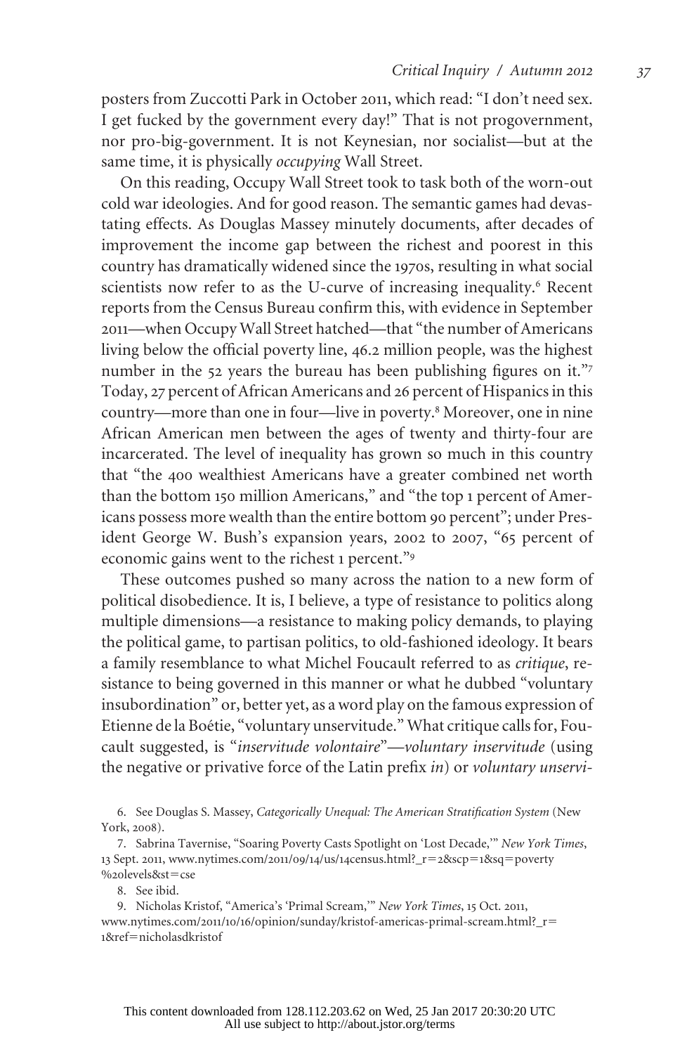posters from Zuccotti Park in October 2011, which read: "I don't need sex. I get fucked by the government every day!" That is not progovernment, nor pro-big-government. It is not Keynesian, nor socialist—but at the same time, it is physically *occupying* Wall Street.

On this reading, Occupy Wall Street took to task both of the worn-out cold war ideologies. And for good reason. The semantic games had devastating effects. As Douglas Massey minutely documents, after decades of improvement the income gap between the richest and poorest in this country has dramatically widened since the 1970s, resulting in what social scientists now refer to as the U-curve of increasing inequality.[6] Recent reports from the Census Bureau confirm this, with evidence in September 2011—when Occupy Wall Street hatched—that "the number of Americans living below the official poverty line, 46.2 million people, was the highest number in the 52 years the bureau has been publishing figures on it."[7] Today, 27 percent of African Americans and 26 percent of Hispanics in this country—more than one in four—live in poverty.[8] Moreover, one in nine African American men between the ages of twenty and thirty-four are incarcerated. The level of inequality has grown so much in this country that "the 400 wealthiest Americans have a greater combined net worth than the bottom 150 million Americans," and "the top 1 percent of Americans possess more wealth than the entire bottom 90 percent"; under President George W. Bush's expansion years, 2002 to 2007, "65 percent of economic gains went to the richest 1 percent."[9]

These outcomes pushed so many across the nation to a new form of political disobedience. It is, I believe, a type of resistance to politics along multiple dimensions—a resistance to making policy demands, to playing the political game, to partisan politics, to old-fashioned ideology. It bears a family resemblance to what Michel Foucault referred to as *critique*, resistance to being governed in this manner or what he dubbed "voluntary insubordination" or, better yet, as a word play on the famous expression of Etienne de la Boétie, "voluntary unservitude." What critique calls for, Foucault suggested, is "*inservitude volontaire*"—*voluntary inservitude* (using the negative or privative force of the Latin prefix *in*) or *voluntary unservi-*

6. See Douglas S. Massey, *Categorically Unequal: The American Stratification System* (New York, 2008).

7. Sabrina Tavernise, "Soaring Poverty Casts Spotlight on 'Lost Decade,'" *New York Times*, 13 Sept. 2011, www.nytimes.com/2011/09/14/us/14census.html?_r=2&scp=1&sq=poverty%20levels&st=cse

8. See ibid.

9. Nicholas Kristof, "America's 'Primal Scream,'" *New York Times*, 15 Oct. 2011, www.nytimes.com/2011/10/16/opinion/sunday/kristof-americas-primal-scream.html?_r=1&ref=nicholasdkristof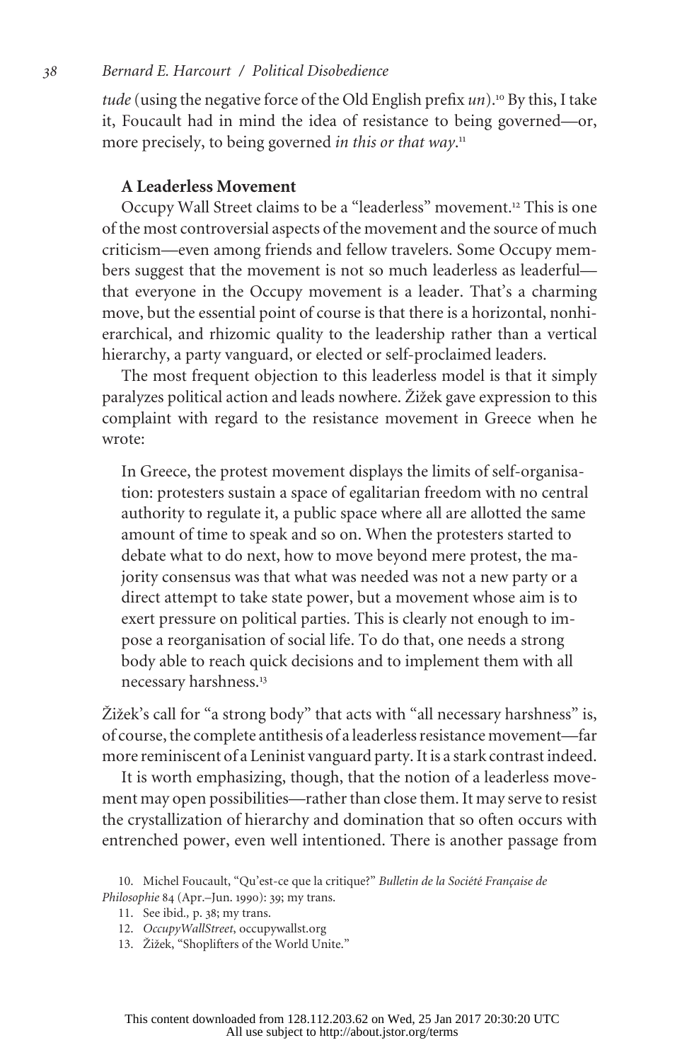*tude* (using the negative force of the Old English prefix *un*).[10] By this, I take it, Foucault had in mind the idea of resistance to being governed—or, more precisely, to being governed *in this or that way*.[11]

### A Leaderless Movement

Occupy Wall Street claims to be a "leaderless" movement.[12] This is one of the most controversial aspects of the movement and the source of much criticism—even among friends and fellow travelers. Some Occupy members suggest that the movement is not so much leaderless as leaderful—that everyone in the Occupy movement is a leader. That's a charming move, but the essential point of course is that there is a horizontal, nonhierarchical, and rhizomic quality to the leadership rather than a vertical hierarchy, a party vanguard, or elected or self-proclaimed leaders.

The most frequent objection to this leaderless model is that it simply paralyzes political action and leads nowhere. Žižek gave expression to this complaint with regard to the resistance movement in Greece when he wrote:

> In Greece, the protest movement displays the limits of self-organisation: protesters sustain a space of egalitarian freedom with no central authority to regulate it, a public space where all are allotted the same amount of time to speak and so on. When the protesters started to debate what to do next, how to move beyond mere protest, the majority consensus was that what was needed was not a new party or a direct attempt to take state power, but a movement whose aim is to exert pressure on political parties. This is clearly not enough to impose a reorganisation of social life. To do that, one needs a strong body able to reach quick decisions and to implement them with all necessary harshness.[13]

Žižek's call for "a strong body" that acts with "all necessary harshness" is, of course, the complete antithesis of a leaderless resistance movement—far more reminiscent of a Leninist vanguard party. It is a stark contrast indeed.

It is worth emphasizing, though, that the notion of a leaderless movement may open possibilities—rather than close them. It may serve to resist the crystallization of hierarchy and domination that so often occurs with entrenched power, even well intentioned. There is another passage from

10. Michel Foucault, "Qu'est-ce que la critique?" *Bulletin de la Société Française de Philosophie* 84 (Apr.–Jun. 1990): 39; my trans.

11. See ibid., p. 38; my trans.

12. *OccupyWallStreet*, occupywallst.org

13. Žižek, "Shoplifters of the World Unite."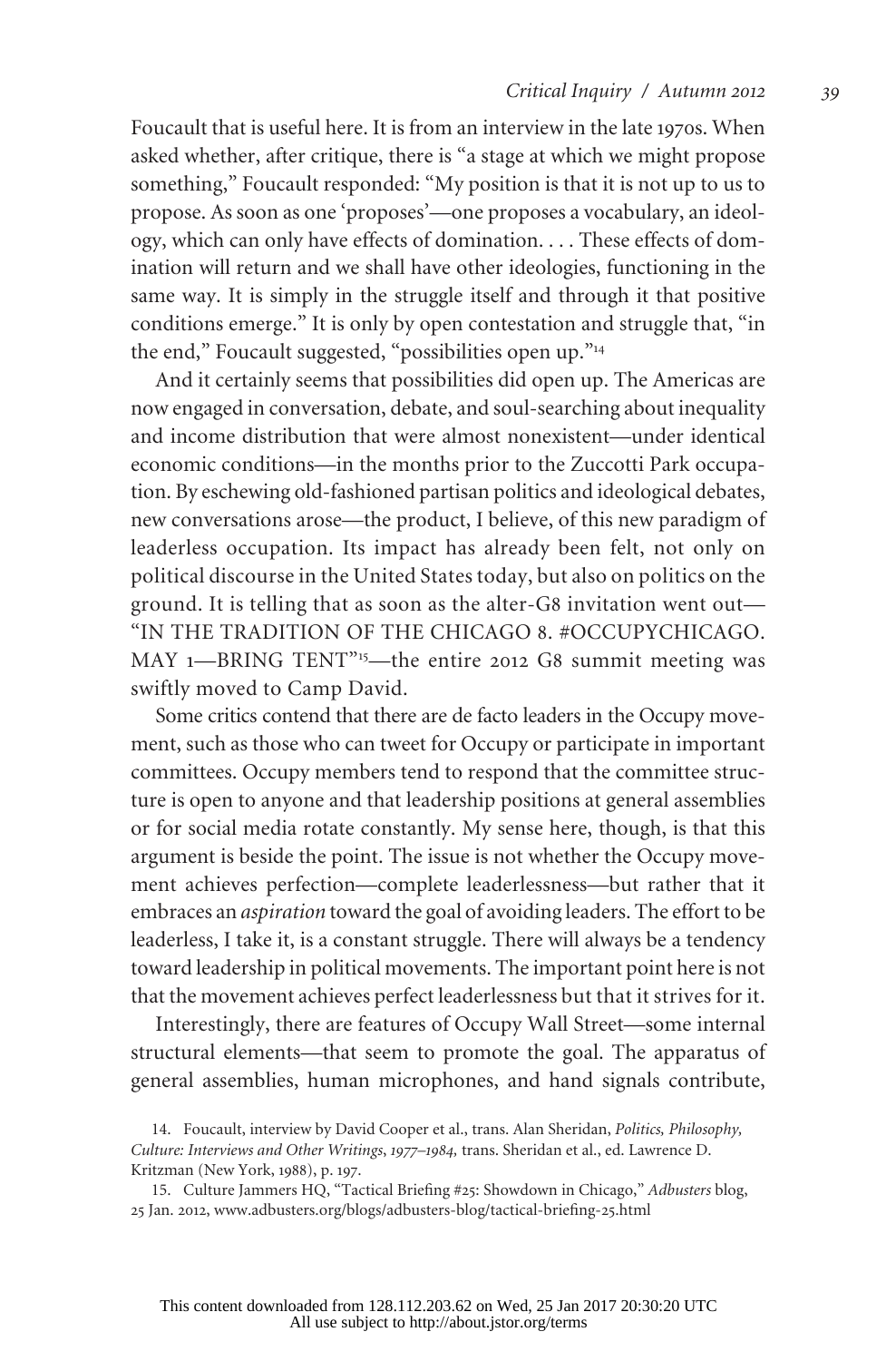Foucault that is useful here. It is from an interview in the late 1970s. When asked whether, after critique, there is "a stage at which we might propose something," Foucault responded: "My position is that it is not up to us to propose. As soon as one 'proposes'—one proposes a vocabulary, an ideology, which can only have effects of domination. . . . These effects of domination will return and we shall have other ideologies, functioning in the same way. It is simply in the struggle itself and through it that positive conditions emerge." It is only by open contestation and struggle that, "in the end," Foucault suggested, "possibilities open up."[14]

And it certainly seems that possibilities did open up. The Americas are now engaged in conversation, debate, and soul-searching about inequality and income distribution that were almost nonexistent—under identical economic conditions—in the months prior to the Zuccotti Park occupation. By eschewing old-fashioned partisan politics and ideological debates, new conversations arose—the product, I believe, of this new paradigm of leaderless occupation. Its impact has already been felt, not only on political discourse in the United States today, but also on politics on the ground. It is telling that as soon as the alter-G8 invitation went out—"IN THE TRADITION OF THE CHICAGO 8. #OCCUPYCHICAGO. MAY 1—BRING TENT"[15]—the entire 2012 G8 summit meeting was swiftly moved to Camp David.

Some critics contend that there are de facto leaders in the Occupy movement, such as those who can tweet for Occupy or participate in important committees. Occupy members tend to respond that the committee structure is open to anyone and that leadership positions at general assemblies or for social media rotate constantly. My sense here, though, is that this argument is beside the point. The issue is not whether the Occupy movement achieves perfection—complete leaderlessness—but rather that it embraces an *aspiration* toward the goal of avoiding leaders. The effort to be leaderless, I take it, is a constant struggle. There will always be a tendency toward leadership in political movements. The important point here is not that the movement achieves perfect leaderlessness but that it strives for it.

Interestingly, there are features of Occupy Wall Street—some internal structural elements—that seem to promote the goal. The apparatus of general assemblies, human microphones, and hand signals contribute,

14. Foucault, interview by David Cooper et al., trans. Alan Sheridan, *Politics, Philosophy, Culture: Interviews and Other Writings, 1977–1984,* trans. Sheridan et al., ed. Lawrence D. Kritzman (New York, 1988), p. 197.

15. Culture Jammers HQ, "Tactical Briefing #25: Showdown in Chicago," *Adbusters* blog, 25 Jan. 2012, www.adbusters.org/blogs/adbusters-blog/tactical-briefing-25.html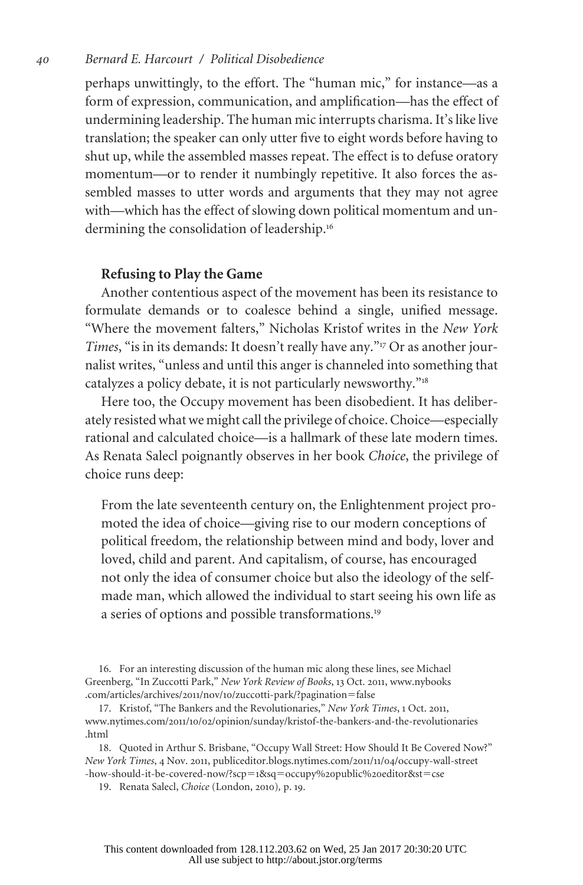perhaps unwittingly, to the effort. The "human mic," for instance—as a form of expression, communication, and amplification—has the effect of undermining leadership. The human mic interrupts charisma. It's like live translation; the speaker can only utter five to eight words before having to shut up, while the assembled masses repeat. The effect is to defuse oratory momentum—or to render it numbingly repetitive. It also forces the assembled masses to utter words and arguments that they may not agree with—which has the effect of slowing down political momentum and undermining the consolidation of leadership.[16]

### Refusing to Play the Game

Another contentious aspect of the movement has been its resistance to formulate demands or to coalesce behind a single, unified message. "Where the movement falters," Nicholas Kristof writes in the *New York Times*, "is in its demands: It doesn't really have any."[17] Or as another journalist writes, "unless and until this anger is channeled into something that catalyzes a policy debate, it is not particularly newsworthy."[18]

Here too, the Occupy movement has been disobedient. It has deliberately resisted what we might call the privilege of choice. Choice—especially rational and calculated choice—is a hallmark of these late modern times. As Renata Salecl poignantly observes in her book *Choice*, the privilege of choice runs deep:

> From the late seventeenth century on, the Enlightenment project promoted the idea of choice—giving rise to our modern conceptions of political freedom, the relationship between mind and body, lover and loved, child and parent. And capitalism, of course, has encouraged not only the idea of consumer choice but also the ideology of the self-made man, which allowed the individual to start seeing his own life as a series of options and possible transformations.[19]

16. For an interesting discussion of the human mic along these lines, see Michael Greenberg, "In Zuccotti Park," *New York Review of Books*, 13 Oct. 2011, www.nybooks.com/articles/archives/2011/nov/10/zuccotti-park/?pagination=false

17. Kristof, "The Bankers and the Revolutionaries," *New York Times*, 1 Oct. 2011, www.nytimes.com/2011/10/02/opinion/sunday/kristof-the-bankers-and-the-revolutionaries.html

18. Quoted in Arthur S. Brisbane, "Occupy Wall Street: How Should It Be Covered Now?" *New York Times*, 4 Nov. 2011, publiceditor.blogs.nytimes.com/2011/11/04/occupy-wall-street-how-should-it-be-covered-now/?scp=1&sq=occupy%20public%20editor&st=cse

19. Renata Salecl, *Choice* (London, 2010), p. 19.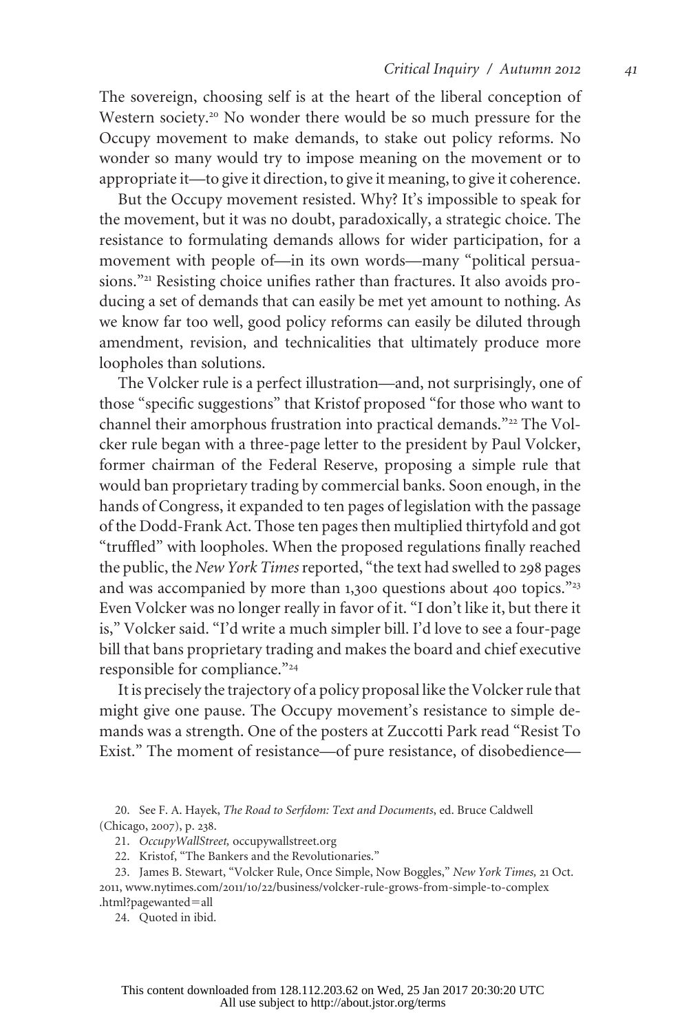The sovereign, choosing self is at the heart of the liberal conception of Western society.[20] No wonder there would be so much pressure for the Occupy movement to make demands, to stake out policy reforms. No wonder so many would try to impose meaning on the movement or to appropriate it—to give it direction, to give it meaning, to give it coherence.

But the Occupy movement resisted. Why? It's impossible to speak for the movement, but it was no doubt, paradoxically, a strategic choice. The resistance to formulating demands allows for wider participation, for a movement with people of—in its own words—many "political persuasions."[21] Resisting choice unifies rather than fractures. It also avoids producing a set of demands that can easily be met yet amount to nothing. As we know far too well, good policy reforms can easily be diluted through amendment, revision, and technicalities that ultimately produce more loopholes than solutions.

The Volcker rule is a perfect illustration—and, not surprisingly, one of those "specific suggestions" that Kristof proposed "for those who want to channel their amorphous frustration into practical demands."[22] The Volcker rule began with a three-page letter to the president by Paul Volcker, former chairman of the Federal Reserve, proposing a simple rule that would ban proprietary trading by commercial banks. Soon enough, in the hands of Congress, it expanded to ten pages of legislation with the passage of the Dodd-Frank Act. Those ten pages then multiplied thirtyfold and got "truffled" with loopholes. When the proposed regulations finally reached the public, the *New York Times* reported, "the text had swelled to 298 pages and was accompanied by more than 1,300 questions about 400 topics."[23] Even Volcker was no longer really in favor of it. "I don't like it, but there it is," Volcker said. "I'd write a much simpler bill. I'd love to see a four-page bill that bans proprietary trading and makes the board and chief executive responsible for compliance."[24]

It is precisely the trajectory of a policy proposal like the Volcker rule that might give one pause. The Occupy movement's resistance to simple demands was a strength. One of the posters at Zuccotti Park read "Resist To Exist." The moment of resistance—of pure resistance, of disobedience—

20. See F. A. Hayek, *The Road to Serfdom: Text and Documents*, ed. Bruce Caldwell (Chicago, 2007), p. 238.

21. *OccupyWallStreet,* occupywallstreet.org

22. Kristof, "The Bankers and the Revolutionaries."

23. James B. Stewart, "Volcker Rule, Once Simple, Now Boggles," *New York Times,* 21 Oct. 2011, www.nytimes.com/2011/10/22/business/volcker-rule-grows-from-simple-to-complex.html?pagewanted=all

24. Quoted in ibid.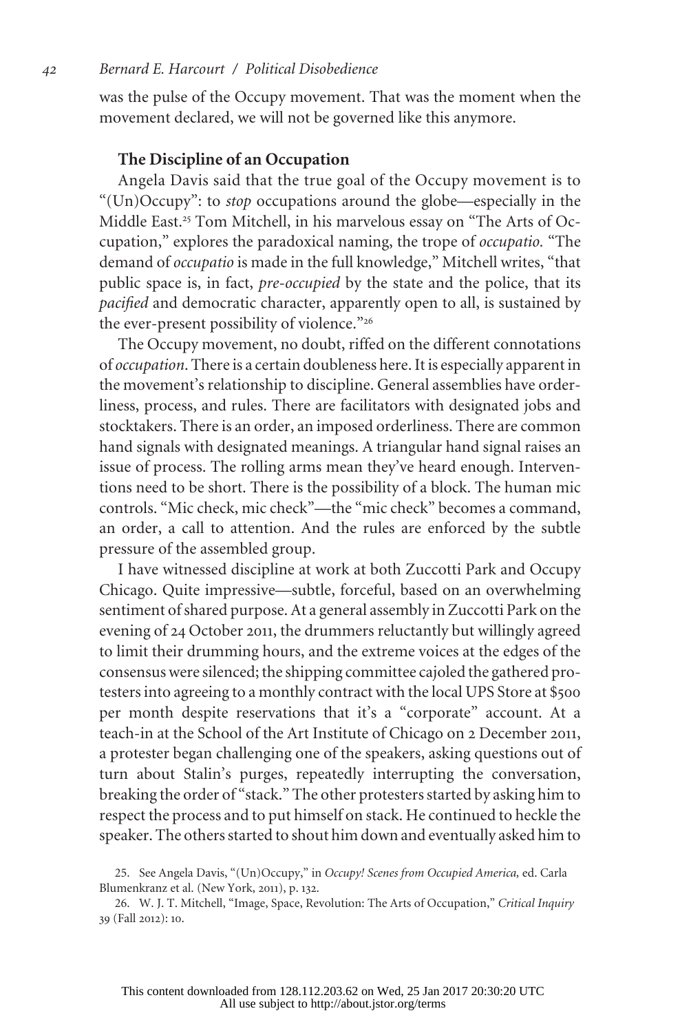was the pulse of the Occupy movement. That was the moment when the movement declared, we will not be governed like this anymore.

## The Discipline of an Occupation

Angela Davis said that the true goal of the Occupy movement is to "(Un)Occupy": to *stop* occupations around the globe—especially in the Middle East.[25] Tom Mitchell, in his marvelous essay on "The Arts of Occupation," explores the paradoxical naming, the trope of *occupatio.* "The demand of *occupatio* is made in the full knowledge," Mitchell writes, "that public space is, in fact, *pre-occupied* by the state and the police, that its *pacified* and democratic character, apparently open to all, is sustained by the ever-present possibility of violence."[26]

The Occupy movement, no doubt, riffed on the different connotations of *occupation*. There is a certain doubleness here. It is especially apparent in the movement's relationship to discipline. General assemblies have orderliness, process, and rules. There are facilitators with designated jobs and stocktakers. There is an order, an imposed orderliness. There are common hand signals with designated meanings. A triangular hand signal raises an issue of process. The rolling arms mean they've heard enough. Interventions need to be short. There is the possibility of a block. The human mic controls. "Mic check, mic check"—the "mic check" becomes a command, an order, a call to attention. And the rules are enforced by the subtle pressure of the assembled group.

I have witnessed discipline at work at both Zuccotti Park and Occupy Chicago. Quite impressive—subtle, forceful, based on an overwhelming sentiment of shared purpose. At a general assembly in Zuccotti Park on the evening of 24 October 2011, the drummers reluctantly but willingly agreed to limit their drumming hours, and the extreme voices at the edges of the consensus were silenced; the shipping committee cajoled the gathered protesters into agreeing to a monthly contract with the local UPS Store at $500 per month despite reservations that it's a "corporate" account. At a teach-in at the School of the Art Institute of Chicago on 2 December 2011, a protester began challenging one of the speakers, asking questions out of turn about Stalin's purges, repeatedly interrupting the conversation, breaking the order of "stack." The other protesters started by asking him to respect the process and to put himself on stack. He continued to heckle the speaker. The others started to shout him down and eventually asked him to

25. See Angela Davis, "(Un)Occupy," in *Occupy! Scenes from Occupied America,* ed. Carla Blumenkranz et al. (New York, 2011), p. 132.

26. W. J. T. Mitchell, "Image, Space, Revolution: The Arts of Occupation," *Critical Inquiry* 39 (Fall 2012): 10.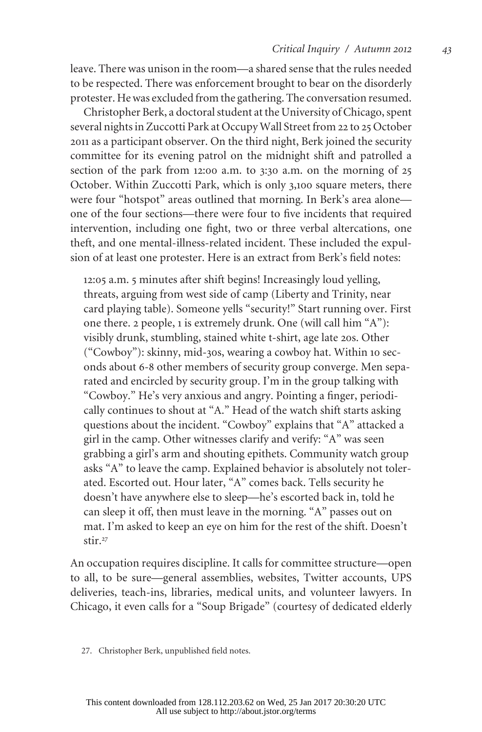leave. There was unison in the room—a shared sense that the rules needed to be respected. There was enforcement brought to bear on the disorderly protester. He was excluded from the gathering. The conversation resumed.

Christopher Berk, a doctoral student at the University of Chicago, spent several nights in Zuccotti Park at Occupy Wall Street from 22 to 25 October 2011 as a participant observer. On the third night, Berk joined the security committee for its evening patrol on the midnight shift and patrolled a section of the park from 12:00 a.m. to 3:30 a.m. on the morning of 25 October. Within Zuccotti Park, which is only 3,100 square meters, there were four "hotspot" areas outlined that morning. In Berk's area alone—one of the four sections—there were four to five incidents that required intervention, including one fight, two or three verbal altercations, one theft, and one mental-illness-related incident. These included the expulsion of at least one protester. Here is an extract from Berk's field notes:

> 12:05 a.m. 5 minutes after shift begins! Increasingly loud yelling, threats, arguing from west side of camp (Liberty and Trinity, near card playing table). Someone yells "security!" Start running over. First one there. 2 people, 1 is extremely drunk. One (will call him "A"): visibly drunk, stumbling, stained white t-shirt, age late 20s. Other ("Cowboy"): skinny, mid-30s, wearing a cowboy hat. Within 10 seconds about 6-8 other members of security group converge. Men separated and encircled by security group. I'm in the group talking with "Cowboy." He's very anxious and angry. Pointing a finger, periodically continues to shout at "A." Head of the watch shift starts asking questions about the incident. "Cowboy" explains that "A" attacked a girl in the camp. Other witnesses clarify and verify: "A" was seen grabbing a girl's arm and shouting epithets. Community watch group asks "A" to leave the camp. Explained behavior is absolutely not tolerated. Escorted out. Hour later, "A" comes back. Tells security he doesn't have anywhere else to sleep—he's escorted back in, told he can sleep it off, then must leave in the morning. "A" passes out on mat. I'm asked to keep an eye on him for the rest of the shift. Doesn't stir.[27]

An occupation requires discipline. It calls for committee structure—open to all, to be sure—general assemblies, websites, Twitter accounts, UPS deliveries, teach-ins, libraries, medical units, and volunteer lawyers. In Chicago, it even calls for a "Soup Brigade" (courtesy of dedicated elderly

27. Christopher Berk, unpublished field notes.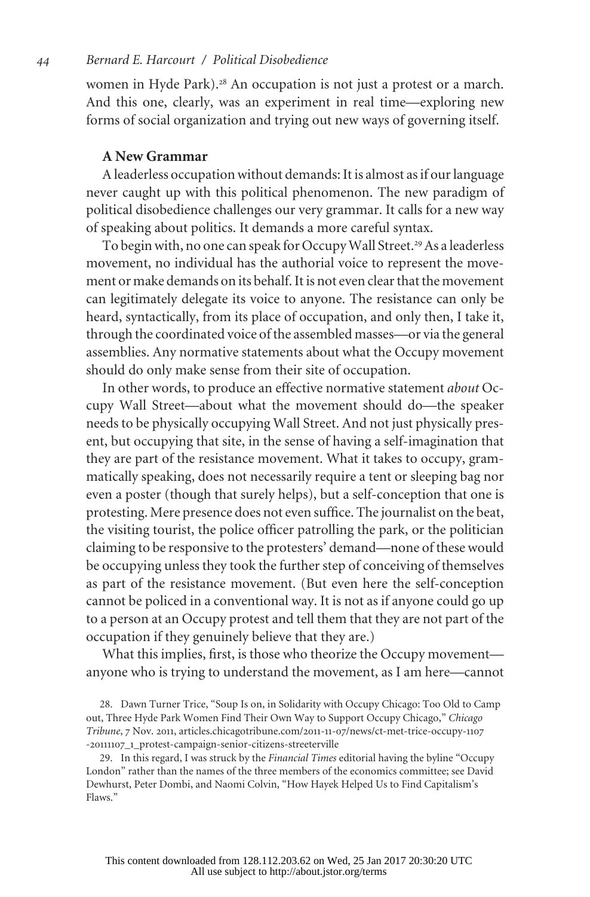women in Hyde Park).[28] An occupation is not just a protest or a march. And this one, clearly, was an experiment in real time—exploring new forms of social organization and trying out new ways of governing itself.

### A New Grammar

A leaderless occupation without demands: It is almost as if our language never caught up with this political phenomenon. The new paradigm of political disobedience challenges our very grammar. It calls for a new way of speaking about politics. It demands a more careful syntax.

To begin with, no one can speak for Occupy Wall Street.[29] As a leaderless movement, no individual has the authorial voice to represent the movement or make demands on its behalf. It is not even clear that the movement can legitimately delegate its voice to anyone. The resistance can only be heard, syntactically, from its place of occupation, and only then, I take it, through the coordinated voice of the assembled masses—or via the general assemblies. Any normative statements about what the Occupy movement should do only make sense from their site of occupation.

In other words, to produce an effective normative statement *about* Occupy Wall Street—about what the movement should do—the speaker needs to be physically occupying Wall Street. And not just physically present, but occupying that site, in the sense of having a self-imagination that they are part of the resistance movement. What it takes to occupy, grammatically speaking, does not necessarily require a tent or sleeping bag nor even a poster (though that surely helps), but a self-conception that one is protesting. Mere presence does not even suffice. The journalist on the beat, the visiting tourist, the police officer patrolling the park, or the politician claiming to be responsive to the protesters' demand—none of these would be occupying unless they took the further step of conceiving of themselves as part of the resistance movement. (But even here the self-conception cannot be policed in a conventional way. It is not as if anyone could go up to a person at an Occupy protest and tell them that they are not part of the occupation if they genuinely believe that they are.)

What this implies, first, is those who theorize the Occupy movement—anyone who is trying to understand the movement, as I am here—cannot

28. Dawn Turner Trice, "Soup Is on, in Solidarity with Occupy Chicago: Too Old to Camp out, Three Hyde Park Women Find Their Own Way to Support Occupy Chicago," *Chicago Tribune*, 7 Nov. 2011, articles.chicagotribune.com/2011-11-07/news/ct-met-trice-occupy-1107-20111107_1_protest-campaign-senior-citizens-streeterville

29. In this regard, I was struck by the *Financial Times* editorial having the byline "Occupy London" rather than the names of the three members of the economics committee; see David Dewhurst, Peter Dombi, and Naomi Colvin, "How Hayek Helped Us to Find Capitalism's Flaws."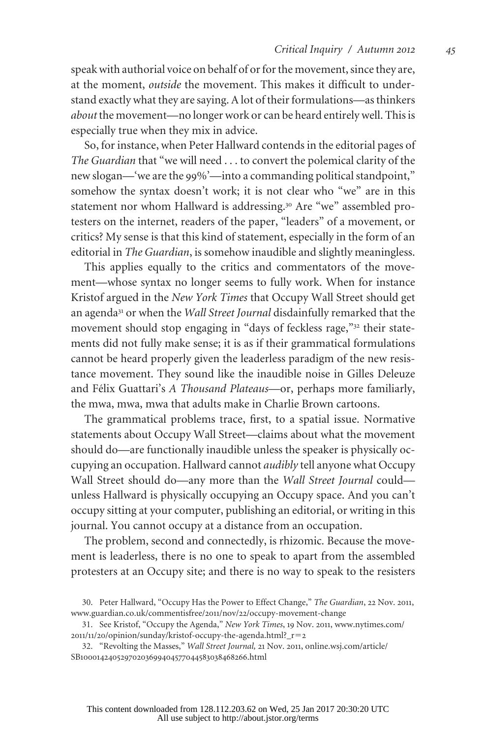speak with authorial voice on behalf of or for the movement, since they are, at the moment, *outside* the movement. This makes it difficult to understand exactly what they are saying. A lot of their formulations—as thinkers *about* the movement—no longer work or can be heard entirely well. This is especially true when they mix in advice.

So, for instance, when Peter Hallward contends in the editorial pages of *The Guardian* that "we will need . . . to convert the polemical clarity of the new slogan—'we are the 99%'—into a commanding political standpoint," somehow the syntax doesn't work; it is not clear who "we" are in this statement nor whom Hallward is addressing.[30] Are "we" assembled protesters on the internet, readers of the paper, "leaders" of a movement, or critics? My sense is that this kind of statement, especially in the form of an editorial in *The Guardian*, is somehow inaudible and slightly meaningless.

This applies equally to the critics and commentators of the movement—whose syntax no longer seems to fully work. When for instance Kristof argued in the *New York Times* that Occupy Wall Street should get an agenda[31] or when the *Wall Street Journal* disdainfully remarked that the movement should stop engaging in "days of feckless rage,"[32] their statements did not fully make sense; it is as if their grammatical formulations cannot be heard properly given the leaderless paradigm of the new resistance movement. They sound like the inaudible noise in Gilles Deleuze and Félix Guattari's *A Thousand Plateaus*—or, perhaps more familiarly, the mwa, mwa, mwa that adults make in Charlie Brown cartoons.

The grammatical problems trace, first, to a spatial issue. Normative statements about Occupy Wall Street—claims about what the movement should do—are functionally inaudible unless the speaker is physically occupying an occupation. Hallward cannot *audibly* tell anyone what Occupy Wall Street should do—any more than the *Wall Street Journal* could—unless Hallward is physically occupying an Occupy space. And you can't occupy sitting at your computer, publishing an editorial, or writing in this journal. You cannot occupy at a distance from an occupation.

The problem, second and connectedly, is rhizomic. Because the movement is leaderless, there is no one to speak to apart from the assembled protesters at an Occupy site; and there is no way to speak to the resisters

30. Peter Hallward, "Occupy Has the Power to Effect Change," *The Guardian*, 22 Nov. 2011, www.guardian.co.uk/commentisfree/2011/nov/22/occupy-movement-change

31. See Kristof, "Occupy the Agenda," *New York Times*, 19 Nov. 2011, www.nytimes.com/2011/11/20/opinion/sunday/kristof-occupy-the-agenda.html?_r=2

32. "Revolting the Masses," *Wall Street Journal,* 21 Nov. 2011, online.wsj.com/article/SB10001424052970203699404577044583038468266.html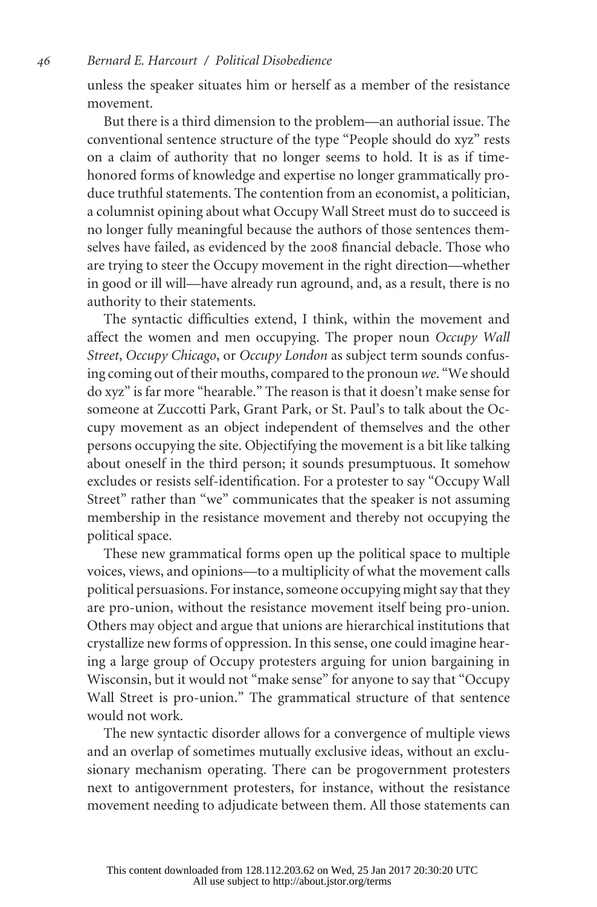unless the speaker situates him or herself as a member of the resistance movement.

But there is a third dimension to the problem—an authorial issue. The conventional sentence structure of the type "People should do xyz" rests on a claim of authority that no longer seems to hold. It is as if time-honored forms of knowledge and expertise no longer grammatically produce truthful statements. The contention from an economist, a politician, a columnist opining about what Occupy Wall Street must do to succeed is no longer fully meaningful because the authors of those sentences themselves have failed, as evidenced by the 2008 financial debacle. Those who are trying to steer the Occupy movement in the right direction—whether in good or ill will—have already run aground, and, as a result, there is no authority to their statements.

The syntactic difficulties extend, I think, within the movement and affect the women and men occupying. The proper noun *Occupy Wall Street*, *Occupy Chicago*, or *Occupy London* as subject term sounds confusing coming out of their mouths, compared to the pronoun *we*. "We should do xyz" is far more "hearable." The reason is that it doesn't make sense for someone at Zuccotti Park, Grant Park, or St. Paul's to talk about the Occupy movement as an object independent of themselves and the other persons occupying the site. Objectifying the movement is a bit like talking about oneself in the third person; it sounds presumptuous. It somehow excludes or resists self-identification. For a protester to say "Occupy Wall Street" rather than "we" communicates that the speaker is not assuming membership in the resistance movement and thereby not occupying the political space.

These new grammatical forms open up the political space to multiple voices, views, and opinions—to a multiplicity of what the movement calls political persuasions. For instance, someone occupying might say that they are pro-union, without the resistance movement itself being pro-union. Others may object and argue that unions are hierarchical institutions that crystallize new forms of oppression. In this sense, one could imagine hearing a large group of Occupy protesters arguing for union bargaining in Wisconsin, but it would not "make sense" for anyone to say that "Occupy Wall Street is pro-union." The grammatical structure of that sentence would not work.

The new syntactic disorder allows for a convergence of multiple views and an overlap of sometimes mutually exclusive ideas, without an exclusionary mechanism operating. There can be progovernment protesters next to antigovernment protesters, for instance, without the resistance movement needing to adjudicate between them. All those statements can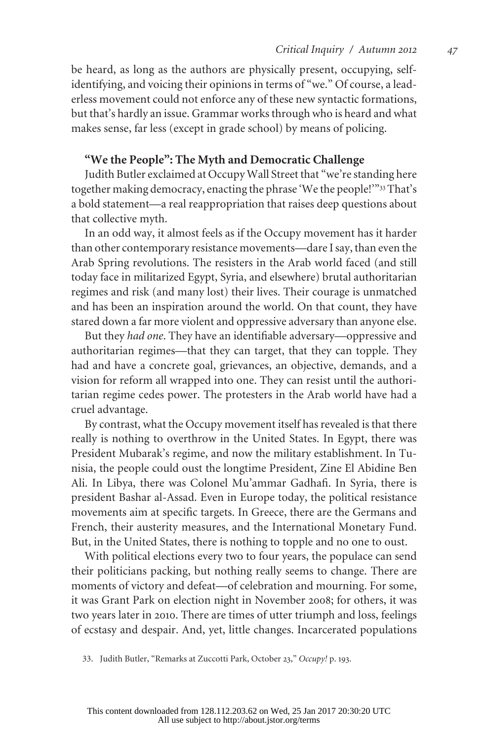be heard, as long as the authors are physically present, occupying, self-identifying, and voicing their opinions in terms of "we." Of course, a leaderless movement could not enforce any of these new syntactic formations, but that's hardly an issue. Grammar works through who is heard and what makes sense, far less (except in grade school) by means of policing.

### "We the People": The Myth and Democratic Challenge

Judith Butler exclaimed at Occupy Wall Street that "we're standing here together making democracy, enacting the phrase 'We the people!'"[33] That's a bold statement—a real reappropriation that raises deep questions about that collective myth.

In an odd way, it almost feels as if the Occupy movement has it harder than other contemporary resistance movements—dare I say, than even the Arab Spring revolutions. The resisters in the Arab world faced (and still today face in militarized Egypt, Syria, and elsewhere) brutal authoritarian regimes and risk (and many lost) their lives. Their courage is unmatched and has been an inspiration around the world. On that count, they have stared down a far more violent and oppressive adversary than anyone else.

But they *had one*. They have an identifiable adversary—oppressive and authoritarian regimes—that they can target, that they can topple. They had and have a concrete goal, grievances, an objective, demands, and a vision for reform all wrapped into one. They can resist until the authoritarian regime cedes power. The protesters in the Arab world have had a cruel advantage.

By contrast, what the Occupy movement itself has revealed is that there really is nothing to overthrow in the United States. In Egypt, there was President Mubarak's regime, and now the military establishment. In Tunisia, the people could oust the longtime President, Zine El Abidine Ben Ali. In Libya, there was Colonel Mu'ammar Gadhafi. In Syria, there is president Bashar al-Assad. Even in Europe today, the political resistance movements aim at specific targets. In Greece, there are the Germans and French, their austerity measures, and the International Monetary Fund. But, in the United States, there is nothing to topple and no one to oust.

With political elections every two to four years, the populace can send their politicians packing, but nothing really seems to change. There are moments of victory and defeat—of celebration and mourning. For some, it was Grant Park on election night in November 2008; for others, it was two years later in 2010. There are times of utter triumph and loss, feelings of ecstasy and despair. And, yet, little changes. Incarcerated populations

33. Judith Butler, "Remarks at Zuccotti Park, October 23," *Occupy!* p. 193.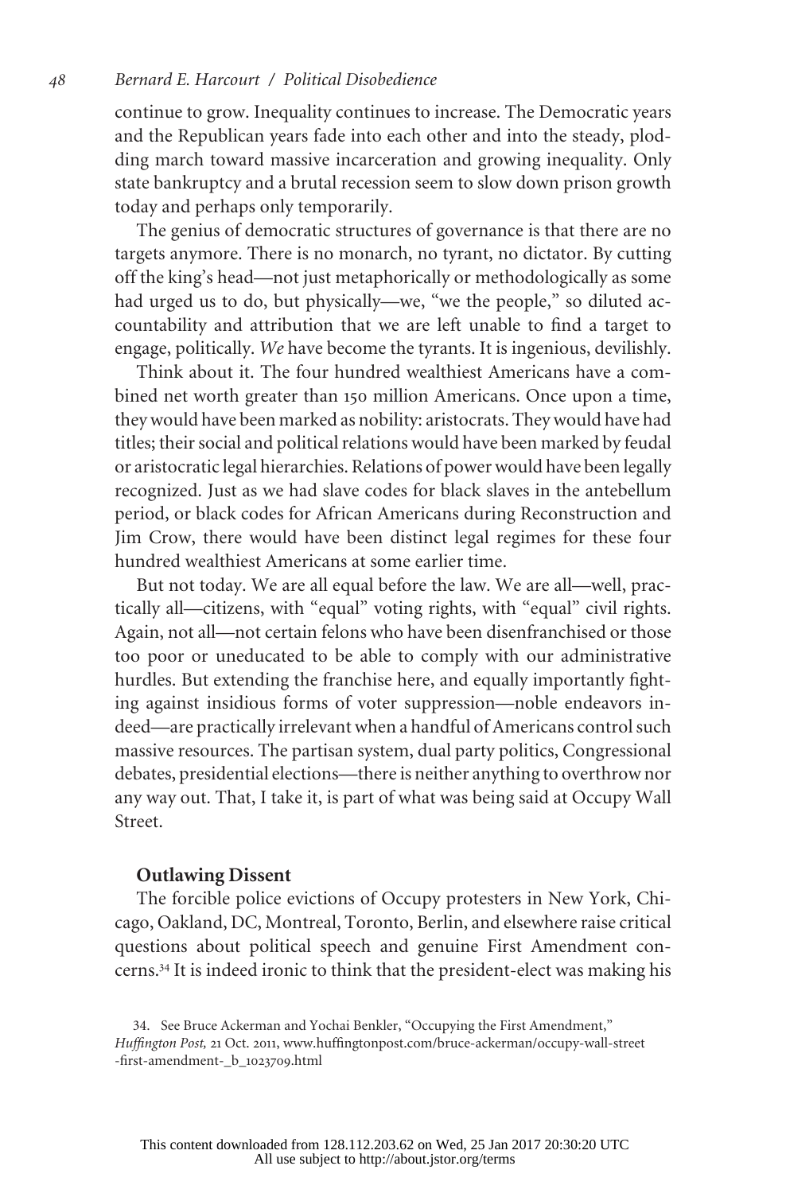continue to grow. Inequality continues to increase. The Democratic years and the Republican years fade into each other and into the steady, plodding march toward massive incarceration and growing inequality. Only state bankruptcy and a brutal recession seem to slow down prison growth today and perhaps only temporarily.

The genius of democratic structures of governance is that there are no targets anymore. There is no monarch, no tyrant, no dictator. By cutting off the king's head—not just metaphorically or methodologically as some had urged us to do, but physically—we, "we the people," so diluted accountability and attribution that we are left unable to find a target to engage, politically. *We* have become the tyrants. It is ingenious, devilishly.

Think about it. The four hundred wealthiest Americans have a combined net worth greater than 150 million Americans. Once upon a time, they would have been marked as nobility: aristocrats. They would have had titles; their social and political relations would have been marked by feudal or aristocratic legal hierarchies. Relations of power would have been legally recognized. Just as we had slave codes for black slaves in the antebellum period, or black codes for African Americans during Reconstruction and Jim Crow, there would have been distinct legal regimes for these four hundred wealthiest Americans at some earlier time.

But not today. We are all equal before the law. We are all—well, practically all—citizens, with "equal" voting rights, with "equal" civil rights. Again, not all—not certain felons who have been disenfranchised or those too poor or uneducated to be able to comply with our administrative hurdles. But extending the franchise here, and equally importantly fighting against insidious forms of voter suppression—noble endeavors indeed—are practically irrelevant when a handful of Americans control such massive resources. The partisan system, dual party politics, Congressional debates, presidential elections—there is neither anything to overthrow nor any way out. That, I take it, is part of what was being said at Occupy Wall Street.

### Outlawing Dissent

The forcible police evictions of Occupy protesters in New York, Chicago, Oakland, DC, Montreal, Toronto, Berlin, and elsewhere raise critical questions about political speech and genuine First Amendment concerns.[34] It is indeed ironic to think that the president-elect was making his

34. See Bruce Ackerman and Yochai Benkler, "Occupying the First Amendment," *Huffington Post,* 21 Oct. 2011, www.huffingtonpost.com/bruce-ackerman/occupy-wall-street-first-amendment-_b_1023709.html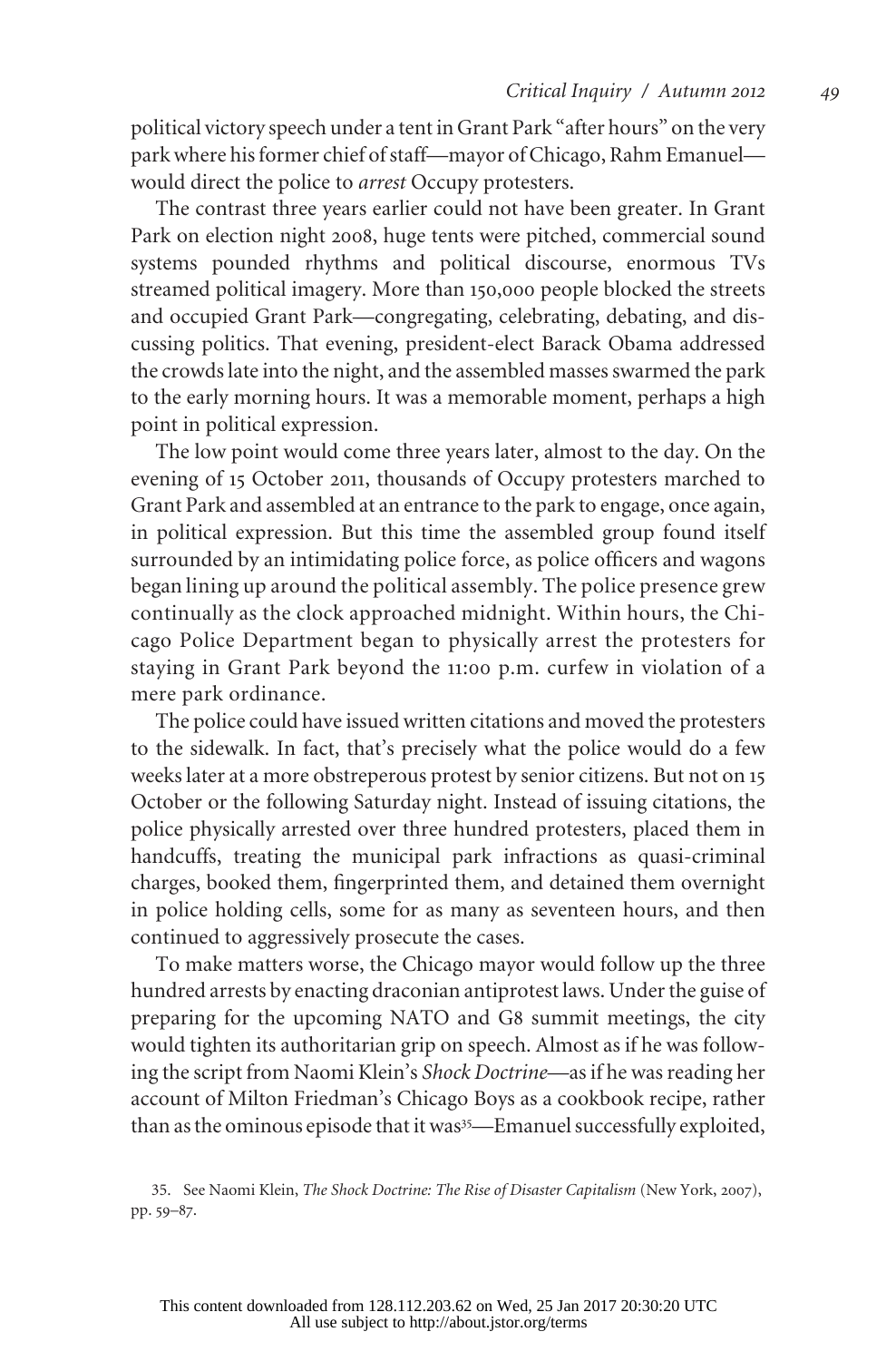political victory speech under a tent in Grant Park "after hours" on the very park where his former chief of staff—mayor of Chicago, Rahm Emanuel—would direct the police to *arrest* Occupy protesters.

The contrast three years earlier could not have been greater. In Grant Park on election night 2008, huge tents were pitched, commercial sound systems pounded rhythms and political discourse, enormous TVs streamed political imagery. More than 150,000 people blocked the streets and occupied Grant Park—congregating, celebrating, debating, and discussing politics. That evening, president-elect Barack Obama addressed the crowds late into the night, and the assembled masses swarmed the park to the early morning hours. It was a memorable moment, perhaps a high point in political expression.

The low point would come three years later, almost to the day. On the evening of 15 October 2011, thousands of Occupy protesters marched to Grant Park and assembled at an entrance to the park to engage, once again, in political expression. But this time the assembled group found itself surrounded by an intimidating police force, as police officers and wagons began lining up around the political assembly. The police presence grew continually as the clock approached midnight. Within hours, the Chicago Police Department began to physically arrest the protesters for staying in Grant Park beyond the 11:00 p.m. curfew in violation of a mere park ordinance.

The police could have issued written citations and moved the protesters to the sidewalk. In fact, that's precisely what the police would do a few weeks later at a more obstreperous protest by senior citizens. But not on 15 October or the following Saturday night. Instead of issuing citations, the police physically arrested over three hundred protesters, placed them in handcuffs, treating the municipal park infractions as quasi-criminal charges, booked them, fingerprinted them, and detained them overnight in police holding cells, some for as many as seventeen hours, and then continued to aggressively prosecute the cases.

To make matters worse, the Chicago mayor would follow up the three hundred arrests by enacting draconian antiprotest laws. Under the guise of preparing for the upcoming NATO and G8 summit meetings, the city would tighten its authoritarian grip on speech. Almost as if he was following the script from Naomi Klein's *Shock Doctrine*—as if he was reading her account of Milton Friedman's Chicago Boys as a cookbook recipe, rather than as the ominous episode that it was[35]—Emanuel successfully exploited,

35. See Naomi Klein, *The Shock Doctrine: The Rise of Disaster Capitalism* (New York, 2007), pp. 59–87.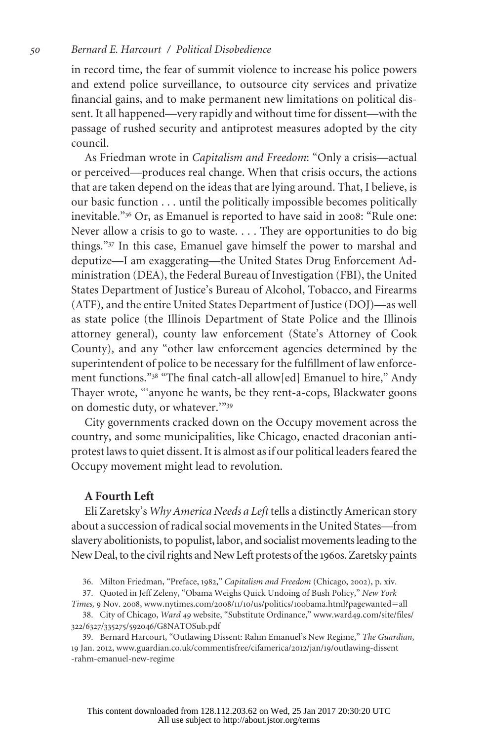in record time, the fear of summit violence to increase his police powers and extend police surveillance, to outsource city services and privatize financial gains, and to make permanent new limitations on political dissent. It all happened—very rapidly and without time for dissent—with the passage of rushed security and antiprotest measures adopted by the city council.

As Friedman wrote in *Capitalism and Freedom*: "Only a crisis—actual or perceived—produces real change. When that crisis occurs, the actions that are taken depend on the ideas that are lying around. That, I believe, is our basic function . . . until the politically impossible becomes politically inevitable."[36] Or, as Emanuel is reported to have said in 2008: "Rule one: Never allow a crisis to go to waste. . . . They are opportunities to do big things."[37] In this case, Emanuel gave himself the power to marshal and deputize—I am exaggerating—the United States Drug Enforcement Administration (DEA), the Federal Bureau of Investigation (FBI), the United States Department of Justice's Bureau of Alcohol, Tobacco, and Firearms (ATF), and the entire United States Department of Justice (DOJ)—as well as state police (the Illinois Department of State Police and the Illinois attorney general), county law enforcement (State's Attorney of Cook County), and any "other law enforcement agencies determined by the superintendent of police to be necessary for the fulfillment of law enforcement functions."[38] "The final catch-all allow[ed] Emanuel to hire," Andy Thayer wrote, "'anyone he wants, be they rent-a-cops, Blackwater goons on domestic duty, or whatever.'"[39]

City governments cracked down on the Occupy movement across the country, and some municipalities, like Chicago, enacted draconian antiprotest laws to quiet dissent. It is almost as if our political leaders feared the Occupy movement might lead to revolution.

### A Fourth Left

Eli Zaretsky's *Why America Needs a Left* tells a distinctly American story about a succession of radical social movements in the United States—from slavery abolitionists, to populist, labor, and socialist movements leading to the New Deal, to the civil rights and New Left protests of the 1960s. Zaretsky paints

36. Milton Friedman, "Preface, 1982," *Capitalism and Freedom* (Chicago, 2002), p. xiv.

37. Quoted in Jeff Zeleny, "Obama Weighs Quick Undoing of Bush Policy," *New York Times,* 9 Nov. 2008, www.nytimes.com/2008/11/10/us/politics/10obama.html?pagewanted=all

38. City of Chicago, *Ward 49* website, "Substitute Ordinance," www.ward49.com/site/files/322/6327/335275/592046/G8NATOSub.pdf

39. Bernard Harcourt, "Outlawing Dissent: Rahm Emanuel's New Regime," *The Guardian*, 19 Jan. 2012, www.guardian.co.uk/commentisfree/cifamerica/2012/jan/19/outlawing-dissent-rahm-emanuel-new-regime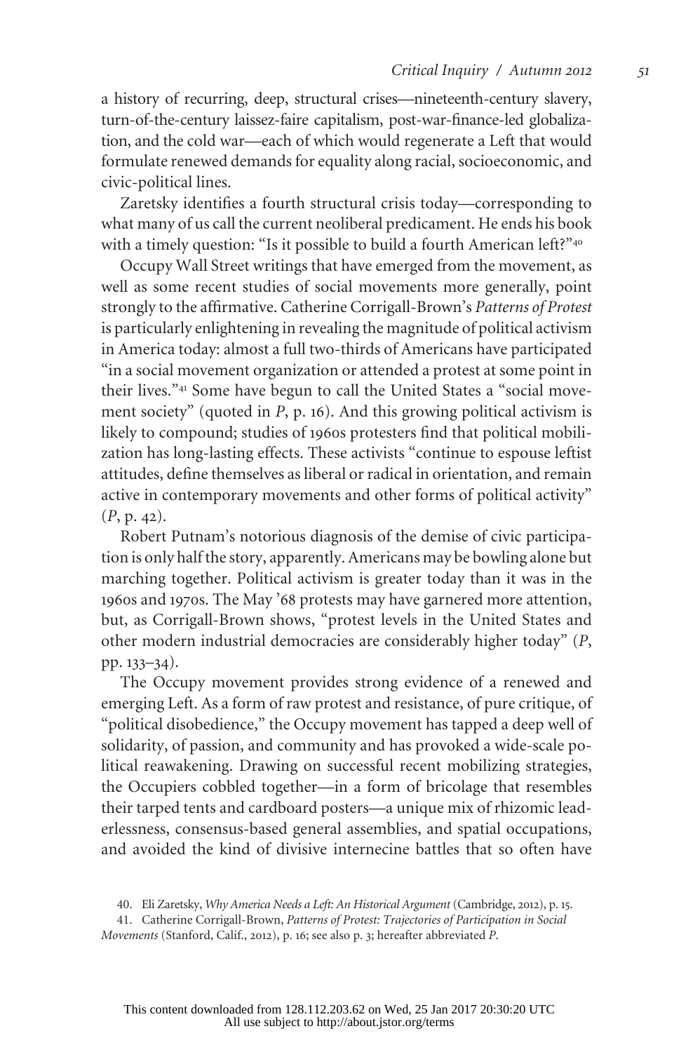a history of recurring, deep, structural crises—nineteenth-century slavery, turn-of-the-century laissez-faire capitalism, post-war-finance-led globalization, and the cold war—each of which would regenerate a Left that would formulate renewed demands for equality along racial, socioeconomic, and civic-political lines.

Zaretsky identifies a fourth structural crisis today—corresponding to what many of us call the current neoliberal predicament. He ends his book with a timely question: "Is it possible to build a fourth American left?"[40]

Occupy Wall Street writings that have emerged from the movement, as well as some recent studies of social movements more generally, point strongly to the affirmative. Catherine Corrigall-Brown's *Patterns of Protest* is particularly enlightening in revealing the magnitude of political activism in America today: almost a full two-thirds of Americans have participated "in a social movement organization or attended a protest at some point in their lives."[41] Some have begun to call the United States a "social movement society" (quoted in *P*, p. 16). And this growing political activism is likely to compound; studies of 1960s protesters find that political mobilization has long-lasting effects. These activists "continue to espouse leftist attitudes, define themselves as liberal or radical in orientation, and remain active in contemporary movements and other forms of political activity" (*P*, p. 42).

Robert Putnam's notorious diagnosis of the demise of civic participation is only half the story, apparently. Americans may be bowling alone but marching together. Political activism is greater today than it was in the 1960s and 1970s. The May '68 protests may have garnered more attention, but, as Corrigall-Brown shows, "protest levels in the United States and other modern industrial democracies are considerably higher today" (*P*, pp. 133–34).

The Occupy movement provides strong evidence of a renewed and emerging Left. As a form of raw protest and resistance, of pure critique, of "political disobedience," the Occupy movement has tapped a deep well of solidarity, of passion, and community and has provoked a wide-scale political reawakening. Drawing on successful recent mobilizing strategies, the Occupiers cobbled together—in a form of bricolage that resembles their tarped tents and cardboard posters—a unique mix of rhizomic leaderlessness, consensus-based general assemblies, and spatial occupations, and avoided the kind of divisive internecine battles that so often have

40. Eli Zaretsky, *Why America Needs a Left: An Historical Argument* (Cambridge, 2012), p. 15.

41. Catherine Corrigall-Brown, *Patterns of Protest: Trajectories of Participation in Social Movements* (Stanford, Calif., 2012), p. 16; see also p. 3; hereafter abbreviated *P*.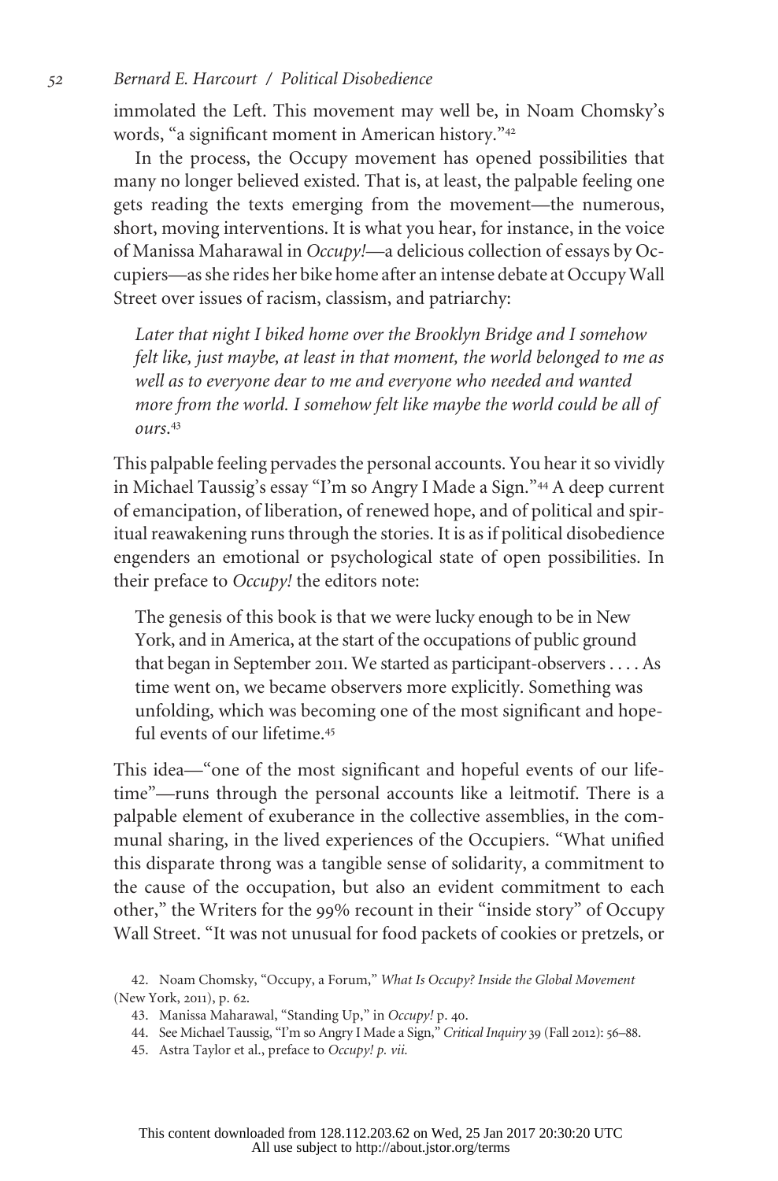immolated the Left. This movement may well be, in Noam Chomsky's words, "a significant moment in American history."[42]

In the process, the Occupy movement has opened possibilities that many no longer believed existed. That is, at least, the palpable feeling one gets reading the texts emerging from the movement—the numerous, short, moving interventions. It is what you hear, for instance, in the voice of Manissa Maharawal in *Occupy!*—a delicious collection of essays by Occupiers—as she rides her bike home after an intense debate at Occupy Wall Street over issues of racism, classism, and patriarchy:

> *Later that night I biked home over the Brooklyn Bridge and I somehow felt like, just maybe, at least in that moment, the world belonged to me as well as to everyone dear to me and everyone who needed and wanted more from the world. I somehow felt like maybe the world could be all of ours.*[43]

This palpable feeling pervades the personal accounts. You hear it so vividly in Michael Taussig's essay "I'm so Angry I Made a Sign."[44] A deep current of emancipation, of liberation, of renewed hope, and of political and spiritual reawakening runs through the stories. It is as if political disobedience engenders an emotional or psychological state of open possibilities. In their preface to *Occupy!* the editors note:

> The genesis of this book is that we were lucky enough to be in New York, and in America, at the start of the occupations of public ground that began in September 2011. We started as participant-observers . . . . As time went on, we became observers more explicitly. Something was unfolding, which was becoming one of the most significant and hopeful events of our lifetime.[45]

This idea—"one of the most significant and hopeful events of our lifetime"—runs through the personal accounts like a leitmotif. There is a palpable element of exuberance in the collective assemblies, in the communal sharing, in the lived experiences of the Occupiers. "What unified this disparate throng was a tangible sense of solidarity, a commitment to the cause of the occupation, but also an evident commitment to each other," the Writers for the 99% recount in their "inside story" of Occupy Wall Street. "It was not unusual for food packets of cookies or pretzels, or

42. Noam Chomsky, "Occupy, a Forum," *What Is Occupy? Inside the Global Movement* (New York, 2011), p. 62.

43. Manissa Maharawal, "Standing Up," in *Occupy!* p. 40.

44. See Michael Taussig, "I'm so Angry I Made a Sign," *Critical Inquiry* 39 (Fall 2012): 56–88.

45. Astra Taylor et al., preface to *Occupy! p. vii.*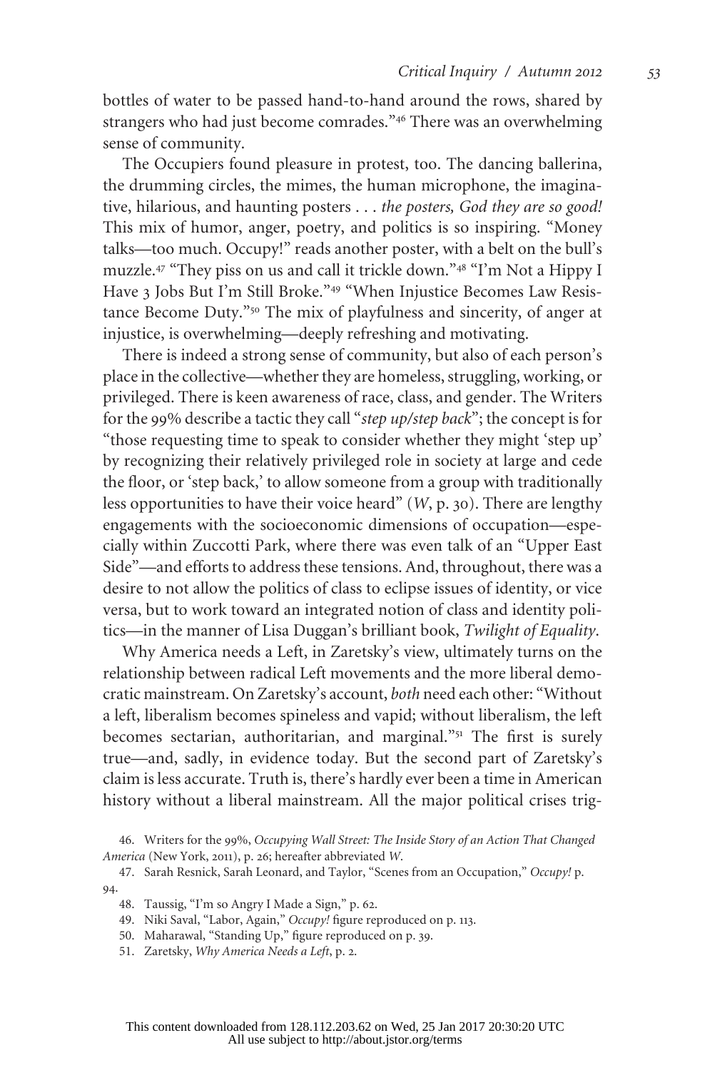bottles of water to be passed hand-to-hand around the rows, shared by strangers who had just become comrades."[46] There was an overwhelming sense of community.

The Occupiers found pleasure in protest, too. The dancing ballerina, the drumming circles, the mimes, the human microphone, the imaginative, hilarious, and haunting posters . . . *the posters, God they are so good!* This mix of humor, anger, poetry, and politics is so inspiring. "Money talks—too much. Occupy!" reads another poster, with a belt on the bull's muzzle.[47] "They piss on us and call it trickle down."[48] "I'm Not a Hippy I Have 3 Jobs But I'm Still Broke."[49] "When Injustice Becomes Law Resistance Become Duty."[50] The mix of playfulness and sincerity, of anger at injustice, is overwhelming—deeply refreshing and motivating.

There is indeed a strong sense of community, but also of each person's place in the collective—whether they are homeless, struggling, working, or privileged. There is keen awareness of race, class, and gender. The Writers for the 99% describe a tactic they call "*step up/step back*"; the concept is for "those requesting time to speak to consider whether they might 'step up' by recognizing their relatively privileged role in society at large and cede the floor, or 'step back,' to allow someone from a group with traditionally less opportunities to have their voice heard" (*W*, p. 30). There are lengthy engagements with the socioeconomic dimensions of occupation—especially within Zuccotti Park, where there was even talk of an "Upper East Side"—and efforts to address these tensions. And, throughout, there was a desire to not allow the politics of class to eclipse issues of identity, or vice versa, but to work toward an integrated notion of class and identity politics—in the manner of Lisa Duggan's brilliant book, *Twilight of Equality*.

Why America needs a Left, in Zaretsky's view, ultimately turns on the relationship between radical Left movements and the more liberal democratic mainstream. On Zaretsky's account, *both* need each other: "Without a left, liberalism becomes spineless and vapid; without liberalism, the left becomes sectarian, authoritarian, and marginal."[51] The first is surely true—and, sadly, in evidence today. But the second part of Zaretsky's claim is less accurate. Truth is, there's hardly ever been a time in American history without a liberal mainstream. All the major political crises trig-

46. Writers for the 99%, *Occupying Wall Street: The Inside Story of an Action That Changed America* (New York, 2011), p. 26; hereafter abbreviated *W*.

47. Sarah Resnick, Sarah Leonard, and Taylor, "Scenes from an Occupation," *Occupy!* p. 94.

48. Taussig, "I'm so Angry I Made a Sign," p. 62.

49. Niki Saval, "Labor, Again," *Occupy!* figure reproduced on p. 113.

50. Maharawal, "Standing Up," figure reproduced on p. 39.

51. Zaretsky, *Why America Needs a Left*, p. 2.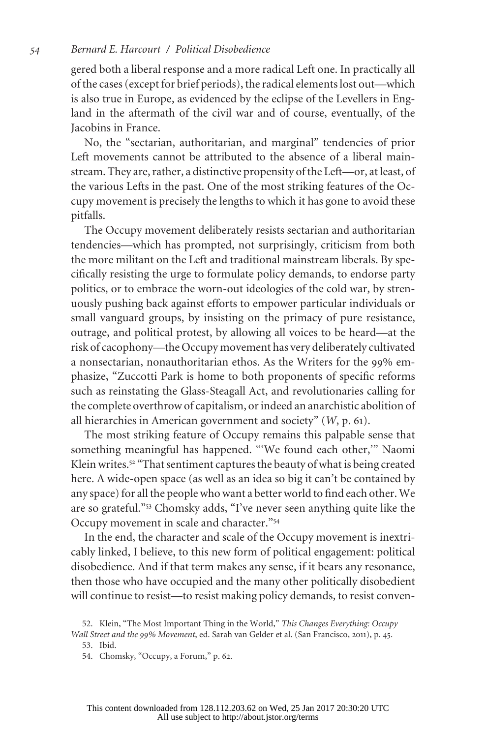gered both a liberal response and a more radical Left one. In practically all of the cases (except for brief periods), the radical elements lost out—which is also true in Europe, as evidenced by the eclipse of the Levellers in England in the aftermath of the civil war and of course, eventually, of the Jacobins in France.

No, the "sectarian, authoritarian, and marginal" tendencies of prior Left movements cannot be attributed to the absence of a liberal mainstream. They are, rather, a distinctive propensity of the Left—or, at least, of the various Lefts in the past. One of the most striking features of the Occupy movement is precisely the lengths to which it has gone to avoid these pitfalls.

The Occupy movement deliberately resists sectarian and authoritarian tendencies—which has prompted, not surprisingly, criticism from both the more militant on the Left and traditional mainstream liberals. By specifically resisting the urge to formulate policy demands, to endorse party politics, or to embrace the worn-out ideologies of the cold war, by strenuously pushing back against efforts to empower particular individuals or small vanguard groups, by insisting on the primacy of pure resistance, outrage, and political protest, by allowing all voices to be heard—at the risk of cacophony—the Occupy movement has very deliberately cultivated a nonsectarian, nonauthoritarian ethos. As the Writers for the 99% emphasize, "Zuccotti Park is home to both proponents of specific reforms such as reinstating the Glass-Steagall Act, and revolutionaries calling for the complete overthrow of capitalism, or indeed an anarchistic abolition of all hierarchies in American government and society" (*W*, p. 61).

The most striking feature of Occupy remains this palpable sense that something meaningful has happened. "'We found each other,'" Naomi Klein writes.[52] "That sentiment captures the beauty of what is being created here. A wide-open space (as well as an idea so big it can't be contained by any space) for all the people who want a better world to find each other. We are so grateful."[53] Chomsky adds, "I've never seen anything quite like the Occupy movement in scale and character."[54]

In the end, the character and scale of the Occupy movement is inextricably linked, I believe, to this new form of political engagement: political disobedience. And if that term makes any sense, if it bears any resonance, then those who have occupied and the many other politically disobedient will continue to resist—to resist making policy demands, to resist conven-

52. Klein, "The Most Important Thing in the World," *This Changes Everything: Occupy Wall Street and the 99% Movement*, ed. Sarah van Gelder et al. (San Francisco, 2011), p. 45.

53. Ibid.

54. Chomsky, "Occupy, a Forum," p. 62.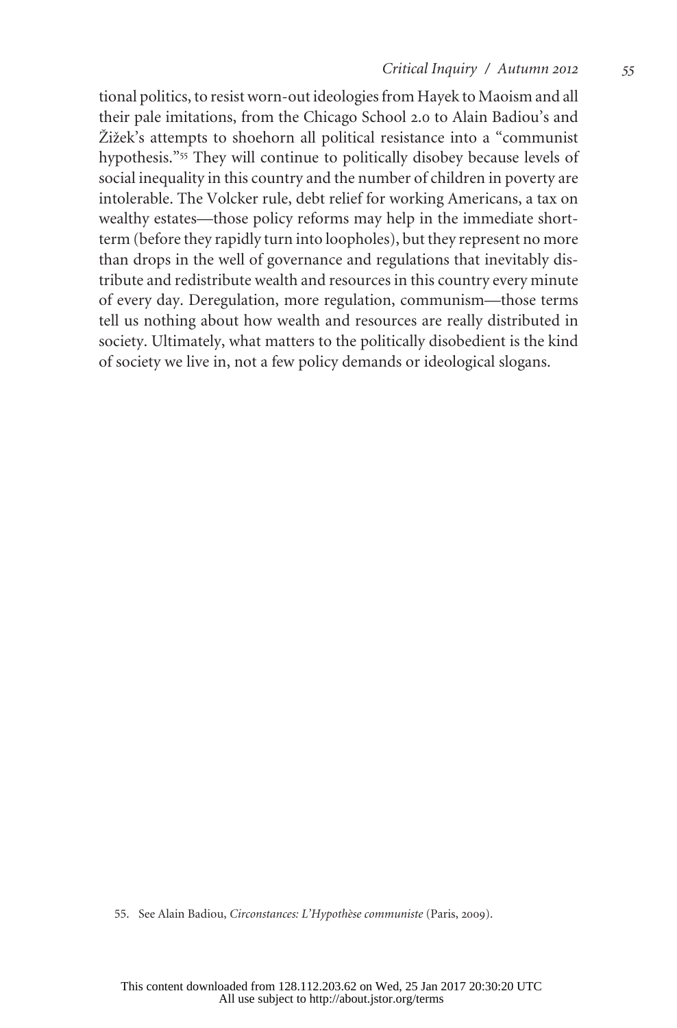tional politics, to resist worn-out ideologies from Hayek to Maoism and all their pale imitations, from the Chicago School 2.0 to Alain Badiou's and Žižek's attempts to shoehorn all political resistance into a "communist hypothesis."[55] They will continue to politically disobey because levels of social inequality in this country and the number of children in poverty are intolerable. The Volcker rule, debt relief for working Americans, a tax on wealthy estates—those policy reforms may help in the immediate short-term (before they rapidly turn into loopholes), but they represent no more than drops in the well of governance and regulations that inevitably distribute and redistribute wealth and resources in this country every minute of every day. Deregulation, more regulation, communism—those terms tell us nothing about how wealth and resources are really distributed in society. Ultimately, what matters to the politically disobedient is the kind of society we live in, not a few policy demands or ideological slogans.

55. See Alain Badiou, *Circonstances: L'Hypothèse communiste* (Paris, 2009).